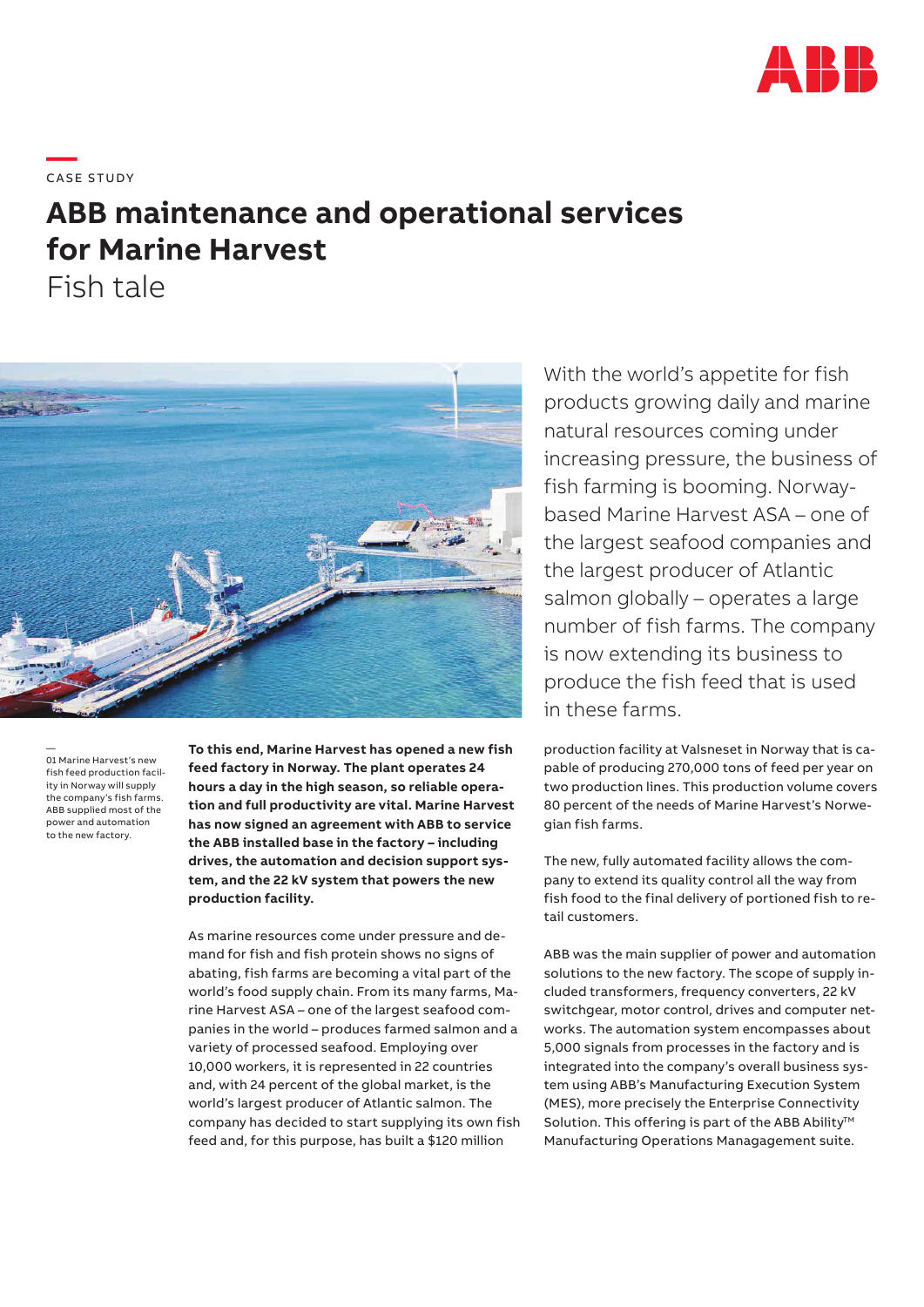CASE STUDY

# ABB maintenance and operational services for Marine Harvest

## Fish tale

With the world's appetite for fish products growing daily and marine natural resources coming under increasing pressure, the business of fish farming is booming. Norway-based Marine Harvest ASA – one of the largest seafood companies and the largest producer of Atlantic salmon globally – operates a large number of fish farms. The company is now extending its business to produce the fish feed that is used in these farms.

01 Marine Harvest's new fish feed production facility in Norway will supply the company's fish farms. ABB supplied most of the power and automation to the new factory.

**To this end, Marine Harvest has opened a new fish feed factory in Norway. The plant operates 24 hours a day in the high season, so reliable operation and full productivity are vital. Marine Harvest has now signed an agreement with ABB to service the ABB installed base in the factory – including drives, the automation and decision support system, and the 22 kV system that powers the new production facility.**

As marine resources come under pressure and demand for fish and fish protein shows no signs of abating, fish farms are becoming a vital part of the world's food supply chain. From its many farms, Marine Harvest ASA – one of the largest seafood companies in the world – produces farmed salmon and a variety of processed seafood. Employing over 10,000 workers, it is represented in 22 countries and, with 24 percent of the global market, is the world's largest producer of Atlantic salmon. The company has decided to start supplying its own fish feed and, for this purpose, has built a $120 million production facility at Valsneset in Norway that is capable of producing 270,000 tons of feed per year on two production lines. This production volume covers 80 percent of the needs of Marine Harvest's Norwegian fish farms.

The new, fully automated facility allows the company to extend its quality control all the way from fish food to the final delivery of portioned fish to retail customers.

ABB was the main supplier of power and automation solutions to the new factory. The scope of supply included transformers, frequency converters, 22 kV switchgear, motor control, drives and computer networks. The automation system encompasses about 5,000 signals from processes in the factory and is integrated into the company's overall business system using ABB's Manufacturing Execution System (MES), more precisely the Enterprise Connectivity Solution. This offering is part of the ABB Ability™ Manufacturing Operations Managagement suite.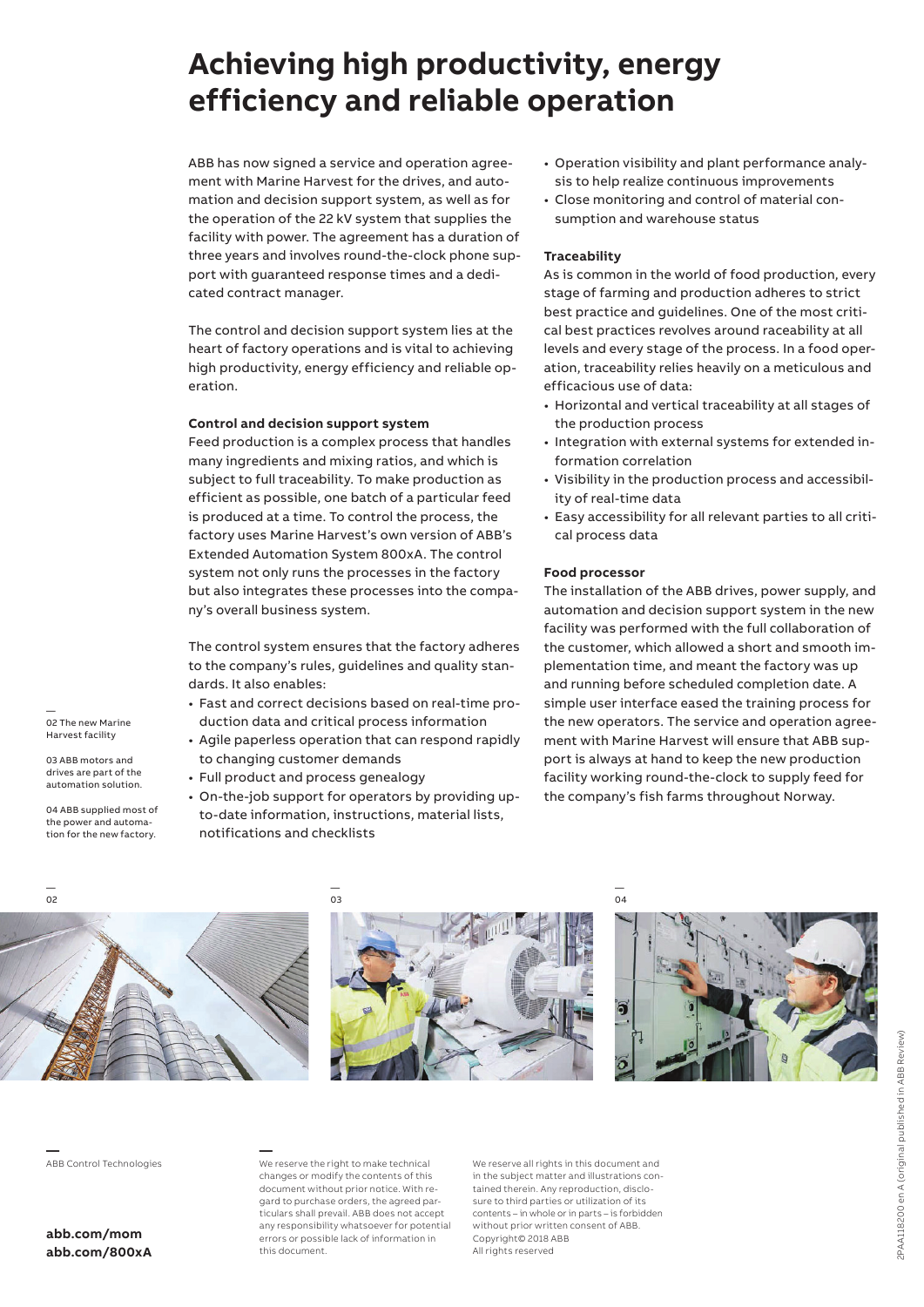# Achieving high productivity, energy efficiency and reliable operation

ABB has now signed a service and operation agreement with Marine Harvest for the drives, and automation and decision support system, as well as for the operation of the 22 kV system that supplies the facility with power. The agreement has a duration of three years and involves round-the-clock phone support with guaranteed response times and a dedicated contract manager.

The control and decision support system lies at the heart of factory operations and is vital to achieving high productivity, energy efficiency and reliable operation.

**Control and decision support system**

Feed production is a complex process that handles many ingredients and mixing ratios, and which is subject to full traceability. To make production as efficient as possible, one batch of a particular feed is produced at a time. To control the process, the factory uses Marine Harvest's own version of ABB's Extended Automation System 800xA. The control system not only runs the processes in the factory but also integrates these processes into the company's overall business system.

The control system ensures that the factory adheres to the company's rules, guidelines and quality standards. It also enables:

- Fast and correct decisions based on real-time production data and critical process information
- Agile paperless operation that can respond rapidly to changing customer demands
- Full product and process genealogy
- On-the-job support for operators by providing up-to-date information, instructions, material lists, notifications and checklists
- Operation visibility and plant performance analysis to help realize continuous improvements
- Close monitoring and control of material consumption and warehouse status

**Traceability**

As is common in the world of food production, every stage of farming and production adheres to strict best practice and guidelines. One of the most critical best practices revolves around raceability at all levels and every stage of the process. In a food operation, traceability relies heavily on a meticulous and efficacious use of data:

- Horizontal and vertical traceability at all stages of the production process
- Integration with external systems for extended information correlation
- Visibility in the production process and accessibility of real-time data
- Easy accessibility for all relevant parties to all critical process data

**Food processor**

The installation of the ABB drives, power supply, and automation and decision support system in the new facility was performed with the full collaboration of the customer, which allowed a short and smooth implementation time, and meant the factory was up and running before scheduled completion date. A simple user interface eased the training process for the new operators. The service and operation agreement with Marine Harvest will ensure that ABB support is always at hand to keep the new production facility working round-the-clock to supply feed for the company's fish farms throughout Norway.

02 The new Marine Harvest facility

03 ABB motors and drives are part of the automation solution.

04 ABB supplied most of the power and automation for the new factory.

ABB Control Technologies

**abb.com/mom**
**abb.com/800xA**

We reserve the right to make technical changes or modify the contents of this document without prior notice. With regard to purchase orders, the agreed particulars shall prevail. ABB does not accept any responsibility whatsoever for potential errors or possible lack of information in this document.

We reserve all rights in this document and in the subject matter and illustrations contained therein. Any reproduction, disclosure to third parties or utilization of its contents – in whole or in parts – is forbidden without prior written consent of ABB.
Copyright© 2018 ABB
All rights reserved

2PAA118200 en A (original published in ABB Review)